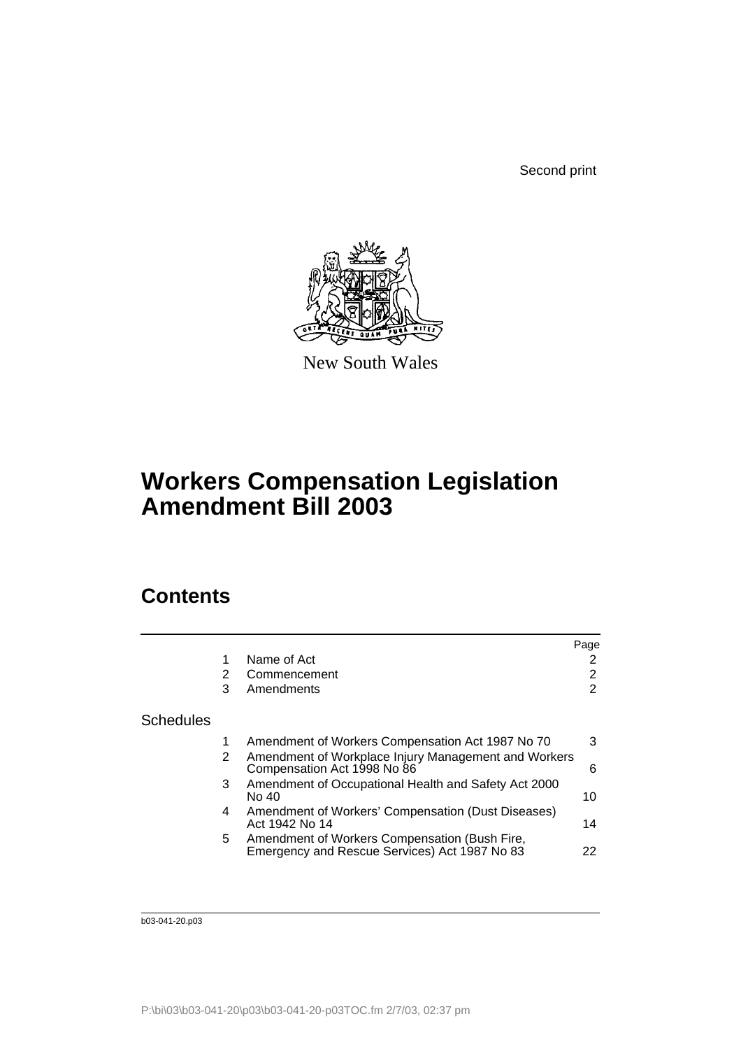Second print

New South Wales

# Workers Compensation Legislation Amendment Bill 2003

## Contents

| | | | Page |
|---|---|---|---|
| | 1 | Name of Act | 2 |
| | 2 | Commencement | 2 |
| | 3 | Amendments | 2 |
| Schedules | | | |
| | 1 | Amendment of Workers Compensation Act 1987 No 70 | 3 |
| | 2 | Amendment of Workplace Injury Management and Workers Compensation Act 1998 No 86 | 6 |
| | 3 | Amendment of Occupational Health and Safety Act 2000 No 40 | 10 |
| | 4 | Amendment of Workers' Compensation (Dust Diseases) Act 1942 No 14 | 14 |
| | 5 | Amendment of Workers Compensation (Bush Fire, Emergency and Rescue Services) Act 1987 No 83 | 22 |

b03-041-20.p03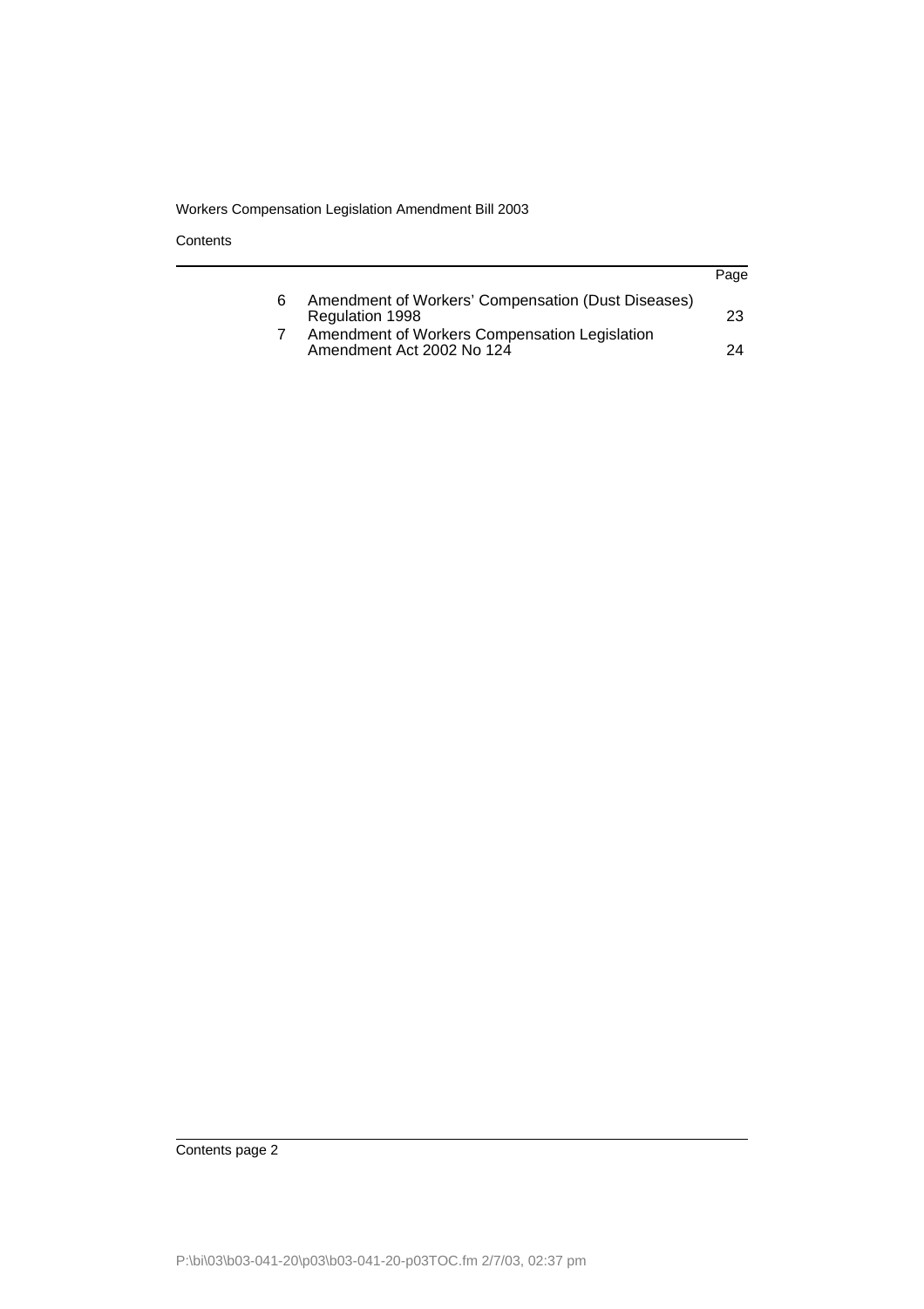| | | Page |
|---|---|---|
| 6 | Amendment of Workers' Compensation (Dust Diseases) Regulation 1998 | 23 |
| 7 | Amendment of Workers Compensation Legislation Amendment Act 2002 No 124 | 24 |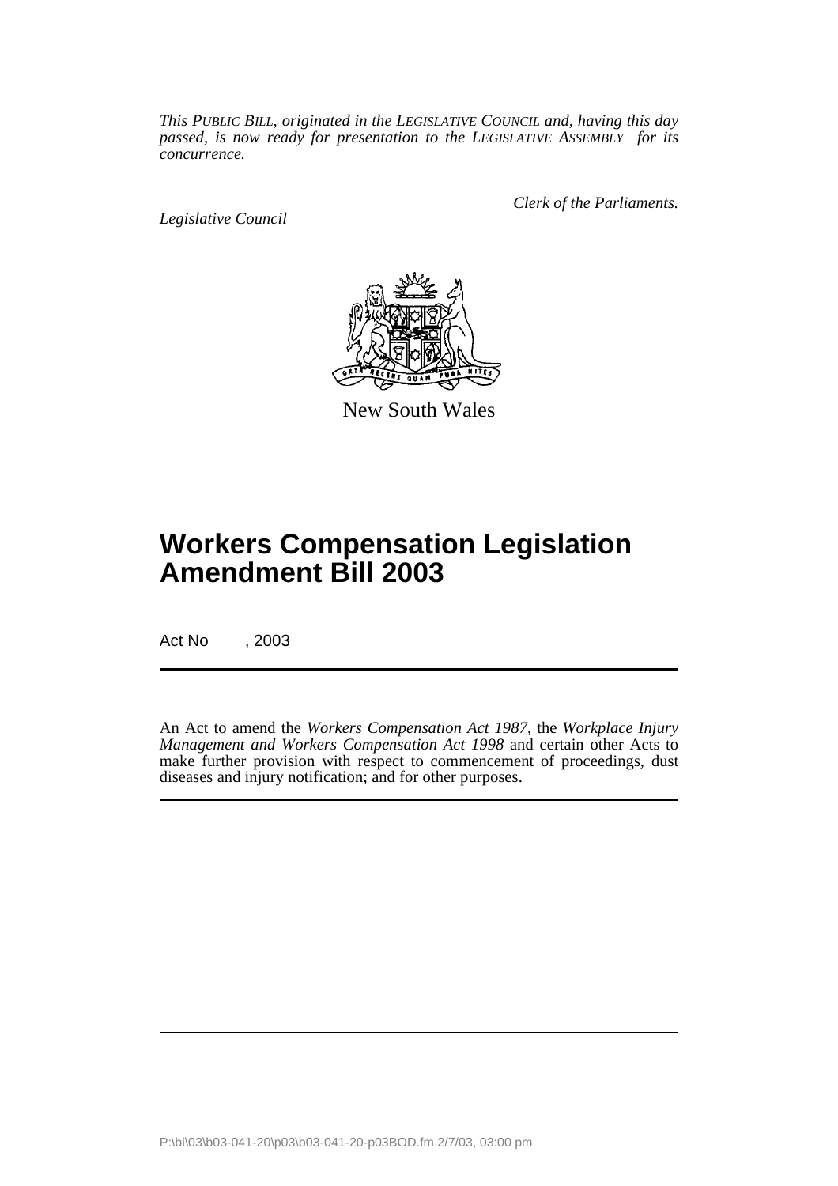*This PUBLIC BILL, originated in the LEGISLATIVE COUNCIL and, having this day passed, is now ready for presentation to the LEGISLATIVE ASSEMBLY for its concurrence.*

*Legislative Council*

*Clerk of the Parliaments.*

New South Wales

# Workers Compensation Legislation Amendment Bill 2003

Act No , 2003

An Act to amend the *Workers Compensation Act 1987*, the *Workplace Injury Management and Workers Compensation Act 1998* and certain other Acts to make further provision with respect to commencement of proceedings, dust diseases and injury notification; and for other purposes.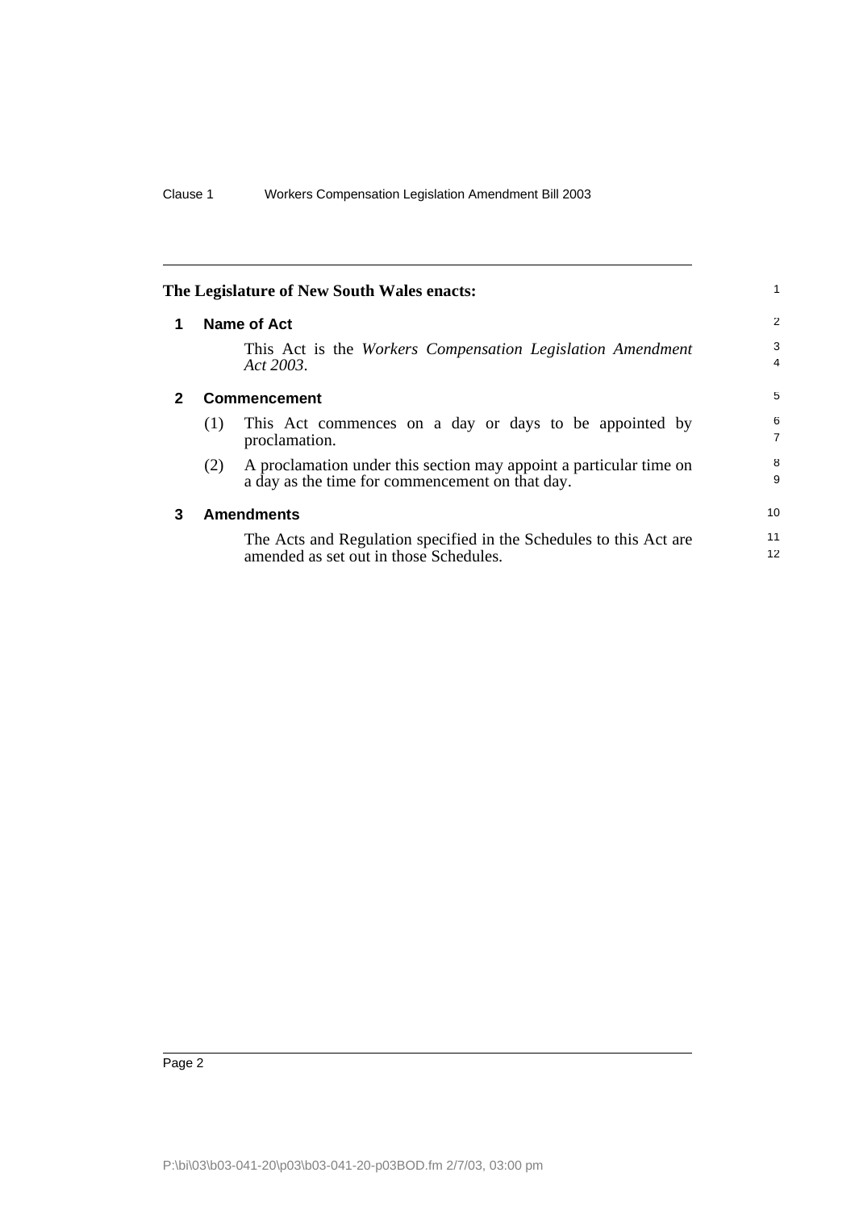**The Legislature of New South Wales enacts:**

## 1 Name of Act

This Act is the *Workers Compensation Legislation Amendment Act 2003*.

## 2 Commencement

(1) This Act commences on a day or days to be appointed by proclamation.

(2) A proclamation under this section may appoint a particular time on a day as the time for commencement on that day.

## 3 Amendments

The Acts and Regulation specified in the Schedules to this Act are amended as set out in those Schedules.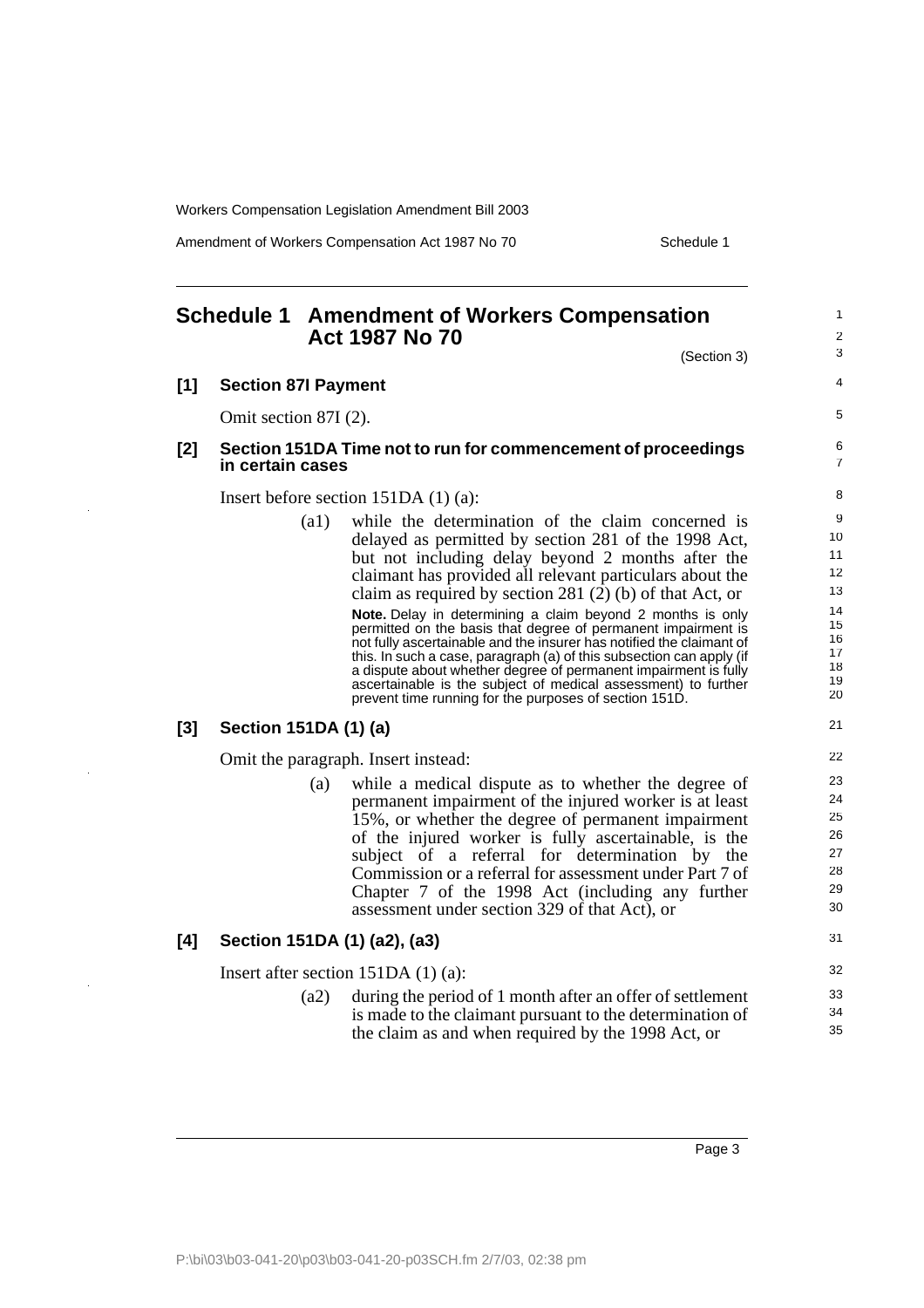## Schedule 1 Amendment of Workers Compensation Act 1987 No 70

(Section 3)

**[1] Section 87I Payment**

Omit section 87I (2).

**[2] Section 151DA Time not to run for commencement of proceedings in certain cases**

Insert before section 151DA (1) (a):

(a1) while the determination of the claim concerned is delayed as permitted by section 281 of the 1998 Act, but not including delay beyond 2 months after the claimant has provided all relevant particulars about the claim as required by section 281 (2) (b) of that Act, or

**Note.** Delay in determining a claim beyond 2 months is only permitted on the basis that degree of permanent impairment is not fully ascertainable and the insurer has notified the claimant of this. In such a case, paragraph (a) of this subsection can apply (if a dispute about whether degree of permanent impairment is fully ascertainable is the subject of medical assessment) to further prevent time running for the purposes of section 151D.

**[3] Section 151DA (1) (a)**

Omit the paragraph. Insert instead:

(a) while a medical dispute as to whether the degree of permanent impairment of the injured worker is at least 15%, or whether the degree of permanent impairment of the injured worker is fully ascertainable, is the subject of a referral for determination by the Commission or a referral for assessment under Part 7 of Chapter 7 of the 1998 Act (including any further assessment under section 329 of that Act), or

**[4] Section 151DA (1) (a2), (a3)**

Insert after section 151DA (1) (a):

(a2) during the period of 1 month after an offer of settlement is made to the claimant pursuant to the determination of the claim as and when required by the 1998 Act, or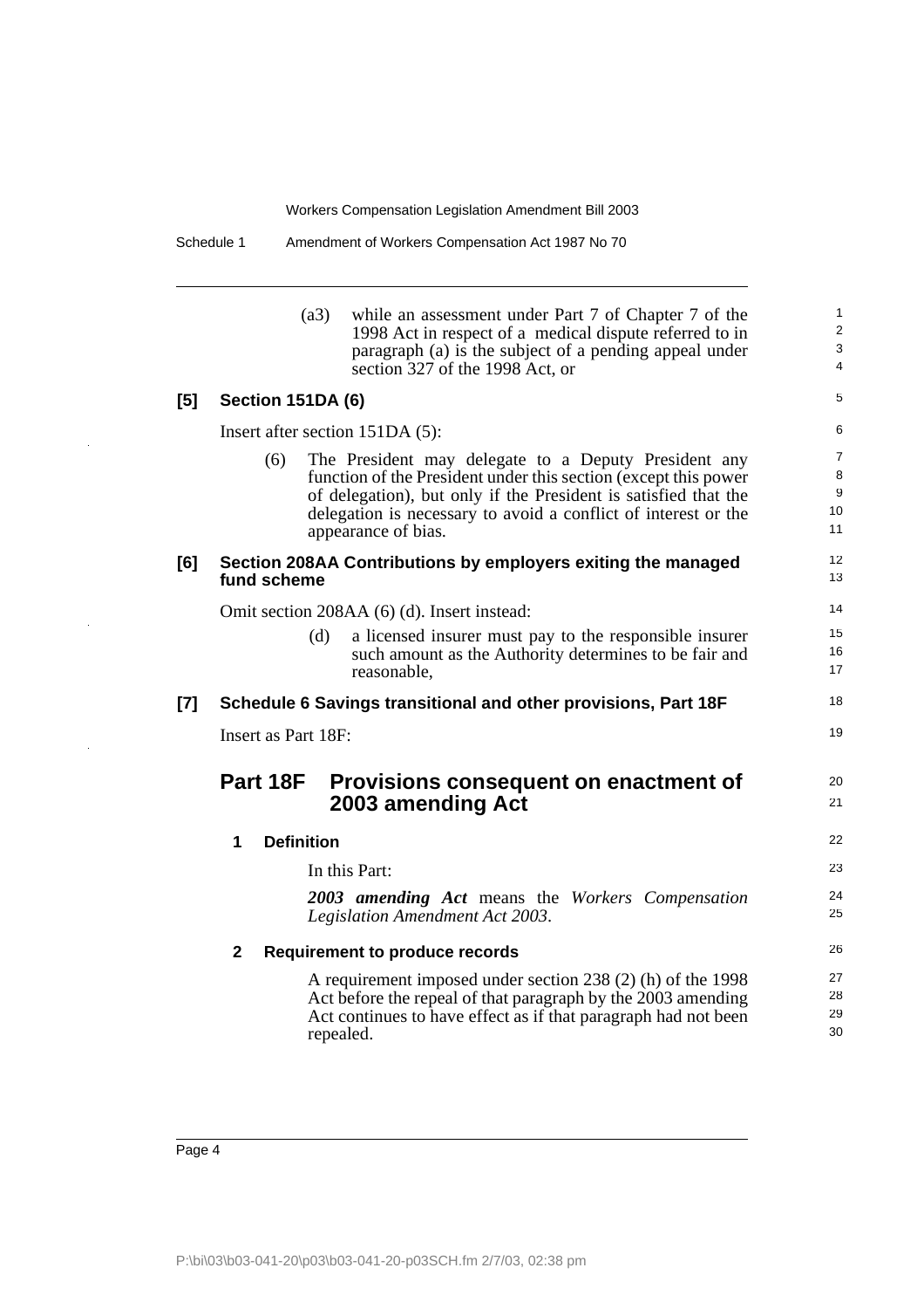(a3) while an assessment under Part 7 of Chapter 7 of the 1998 Act in respect of a medical dispute referred to in paragraph (a) is the subject of a pending appeal under section 327 of the 1998 Act, or

**[5] Section 151DA (6)**

Insert after section 151DA (5):

(6) The President may delegate to a Deputy President any function of the President under this section (except this power of delegation), but only if the President is satisfied that the delegation is necessary to avoid a conflict of interest or the appearance of bias.

**[6] Section 208AA Contributions by employers exiting the managed fund scheme**

Omit section 208AA (6) (d). Insert instead:

(d) a licensed insurer must pay to the responsible insurer such amount as the Authority determines to be fair and reasonable,

**[7] Schedule 6 Savings transitional and other provisions, Part 18F**

Insert as Part 18F:

## Part 18F Provisions consequent on enactment of 2003 amending Act

### 1 Definition

In this Part:

***2003 amending Act*** means the *Workers Compensation Legislation Amendment Act 2003*.

### 2 Requirement to produce records

A requirement imposed under section 238 (2) (h) of the 1998 Act before the repeal of that paragraph by the 2003 amending Act continues to have effect as if that paragraph had not been repealed.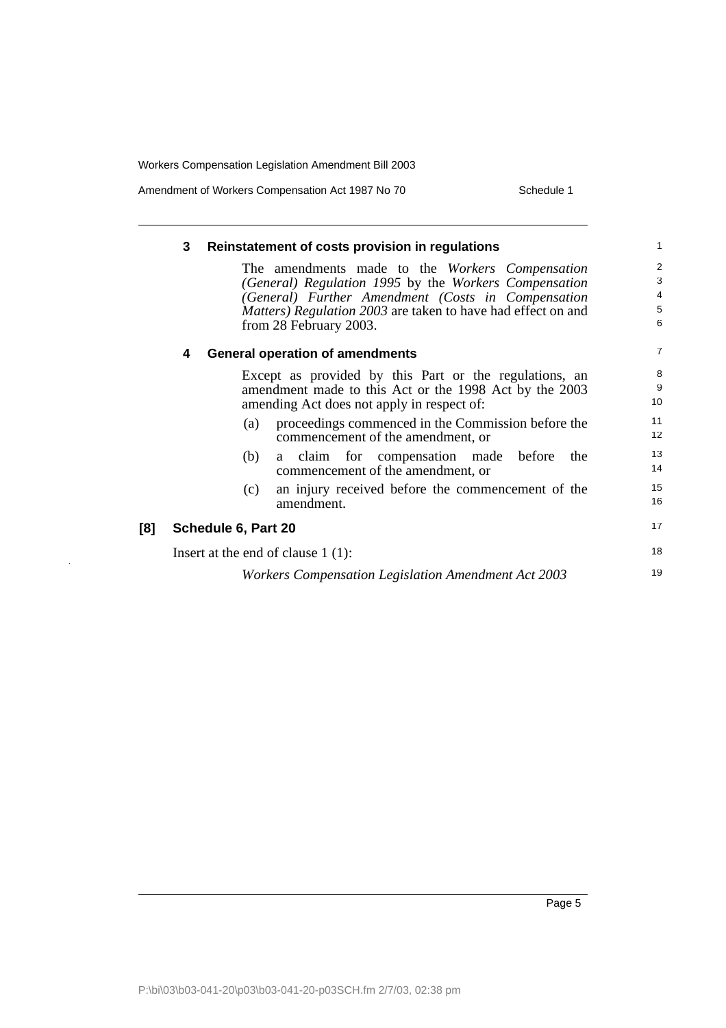**3 Reinstatement of costs provision in regulations**

The amendments made to the *Workers Compensation (General) Regulation 1995* by the *Workers Compensation (General) Further Amendment (Costs in Compensation Matters) Regulation 2003* are taken to have had effect on and from 28 February 2003.

**4 General operation of amendments**

Except as provided by this Part or the regulations, an amendment made to this Act or the 1998 Act by the 2003 amending Act does not apply in respect of:

(a) proceedings commenced in the Commission before the commencement of the amendment, or

(b) a claim for compensation made before the commencement of the amendment, or

(c) an injury received before the commencement of the amendment.

**[8] Schedule 6, Part 20**

Insert at the end of clause 1 (1):

*Workers Compensation Legislation Amendment Act 2003*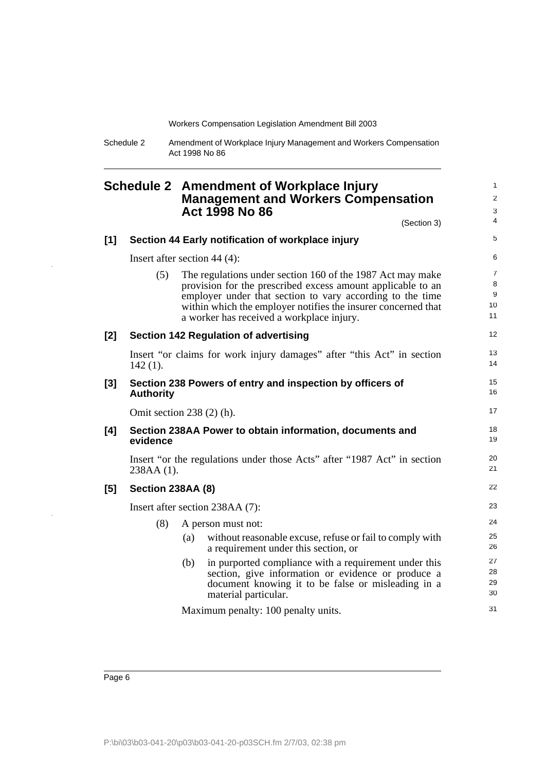# Schedule 2 Amendment of Workplace Injury Management and Workers Compensation Act 1998 No 86

(Section 3)

## [1] Section 44 Early notification of workplace injury

Insert after section 44 (4):

(5) The regulations under section 160 of the 1987 Act may make provision for the prescribed excess amount applicable to an employer under that section to vary according to the time within which the employer notifies the insurer concerned that a worker has received a workplace injury.

## [2] Section 142 Regulation of advertising

Insert "or claims for work injury damages" after "this Act" in section 142 (1).

## [3] Section 238 Powers of entry and inspection by officers of Authority

Omit section 238 (2) (h).

## [4] Section 238AA Power to obtain information, documents and evidence

Insert "or the regulations under those Acts" after "1987 Act" in section 238AA (1).

## [5] Section 238AA (8)

Insert after section 238AA (7):

(8) A person must not:

(a) without reasonable excuse, refuse or fail to comply with a requirement under this section, or

(b) in purported compliance with a requirement under this section, give information or evidence or produce a document knowing it to be false or misleading in a material particular.

Maximum penalty: 100 penalty units.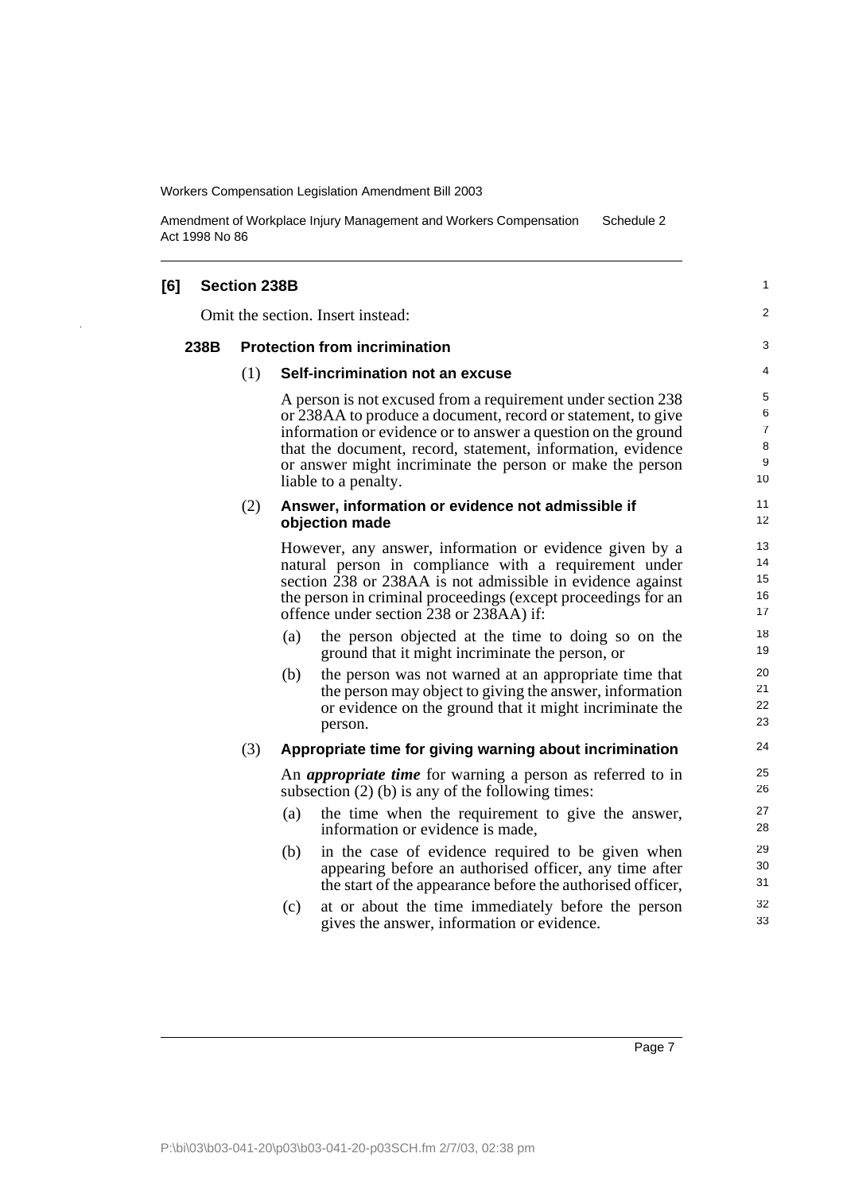**[6] Section 238B**

Omit the section. Insert instead:

**238B Protection from incrimination**

(1) **Self-incrimination not an excuse**

A person is not excused from a requirement under section 238 or 238AA to produce a document, record or statement, to give information or evidence or to answer a question on the ground that the document, record, statement, information, evidence or answer might incriminate the person or make the person liable to a penalty.

(2) **Answer, information or evidence not admissible if objection made**

However, any answer, information or evidence given by a natural person in compliance with a requirement under section 238 or 238AA is not admissible in evidence against the person in criminal proceedings (except proceedings for an offence under section 238 or 238AA) if:

(a) the person objected at the time to doing so on the ground that it might incriminate the person, or

(b) the person was not warned at an appropriate time that the person may object to giving the answer, information or evidence on the ground that it might incriminate the person.

(3) **Appropriate time for giving warning about incrimination**

An ***appropriate time*** for warning a person as referred to in subsection (2) (b) is any of the following times:

(a) the time when the requirement to give the answer, information or evidence is made,

(b) in the case of evidence required to be given when appearing before an authorised officer, any time after the start of the appearance before the authorised officer,

(c) at or about the time immediately before the person gives the answer, information or evidence.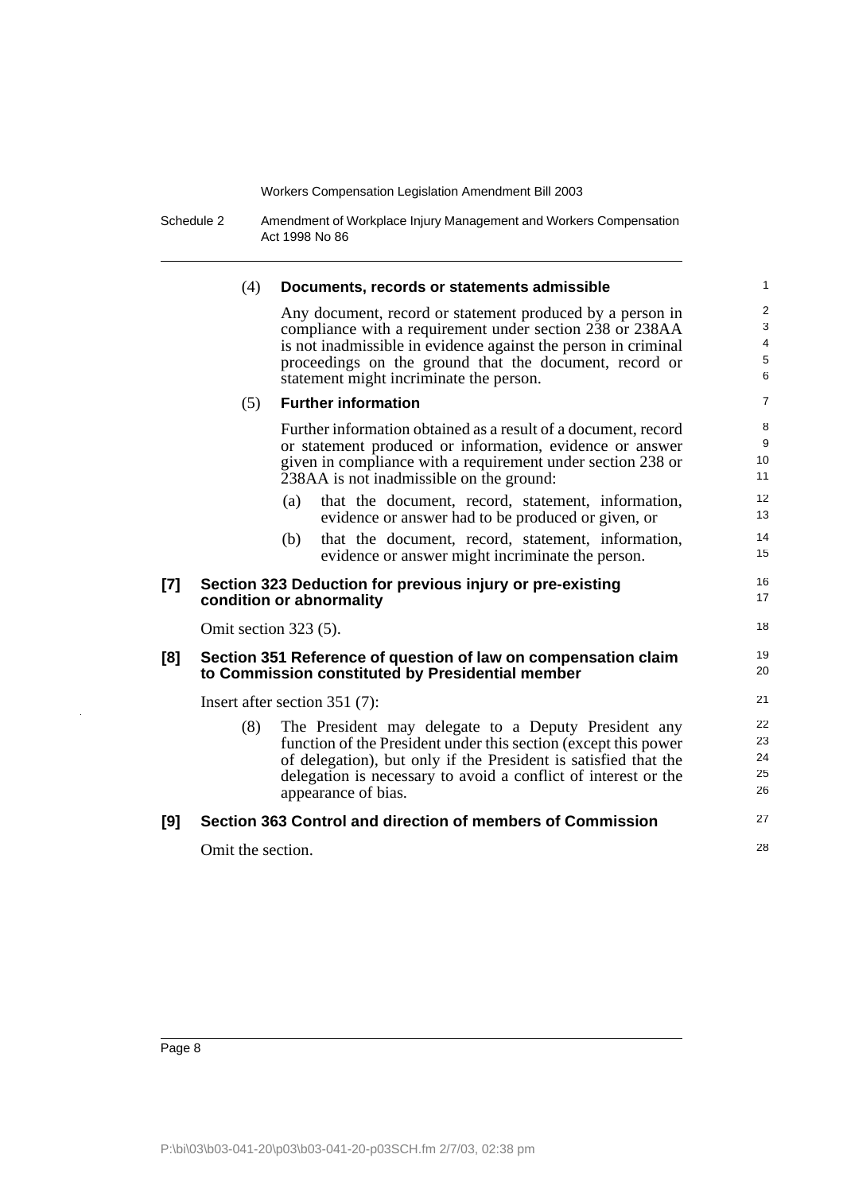(4) **Documents, records or statements admissible**

Any document, record or statement produced by a person in compliance with a requirement under section 238 or 238AA is not inadmissible in evidence against the person in criminal proceedings on the ground that the document, record or statement might incriminate the person.

(5) **Further information**

Further information obtained as a result of a document, record or statement produced or information, evidence or answer given in compliance with a requirement under section 238 or 238AA is not inadmissible on the ground:

(a) that the document, record, statement, information, evidence or answer had to be produced or given, or

(b) that the document, record, statement, information, evidence or answer might incriminate the person.

### [7] Section 323 Deduction for previous injury or pre-existing condition or abnormality

Omit section 323 (5).

### [8] Section 351 Reference of question of law on compensation claim to Commission constituted by Presidential member

Insert after section 351 (7):

(8) The President may delegate to a Deputy President any function of the President under this section (except this power of delegation), but only if the President is satisfied that the delegation is necessary to avoid a conflict of interest or the appearance of bias.

### [9] Section 363 Control and direction of members of Commission

Omit the section.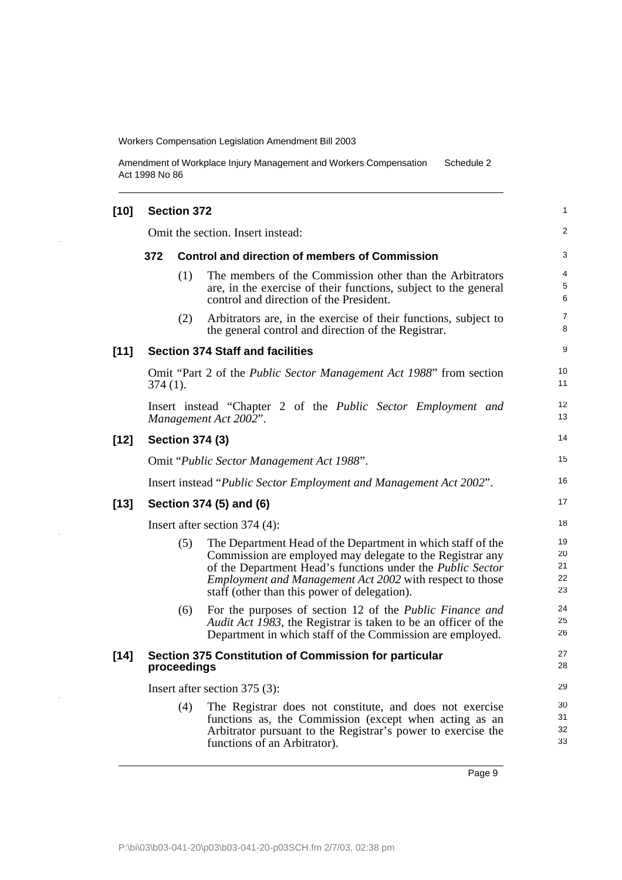**[10] Section 372**

Omit the section. Insert instead:

**372 Control and direction of members of Commission**

(1) The members of the Commission other than the Arbitrators are, in the exercise of their functions, subject to the general control and direction of the President.

(2) Arbitrators are, in the exercise of their functions, subject to the general control and direction of the Registrar.

**[11] Section 374 Staff and facilities**

Omit "Part 2 of the *Public Sector Management Act 1988*" from section 374 (1).

Insert instead "Chapter 2 of the *Public Sector Employment and Management Act 2002*".

**[12] Section 374 (3)**

Omit "*Public Sector Management Act 1988*".

Insert instead "*Public Sector Employment and Management Act 2002*".

**[13] Section 374 (5) and (6)**

Insert after section 374 (4):

(5) The Department Head of the Department in which staff of the Commission are employed may delegate to the Registrar any of the Department Head's functions under the *Public Sector Employment and Management Act 2002* with respect to those staff (other than this power of delegation).

(6) For the purposes of section 12 of the *Public Finance and Audit Act 1983*, the Registrar is taken to be an officer of the Department in which staff of the Commission are employed.

**[14] Section 375 Constitution of Commission for particular proceedings**

Insert after section 375 (3):

(4) The Registrar does not constitute, and does not exercise functions as, the Commission (except when acting as an Arbitrator pursuant to the Registrar's power to exercise the functions of an Arbitrator).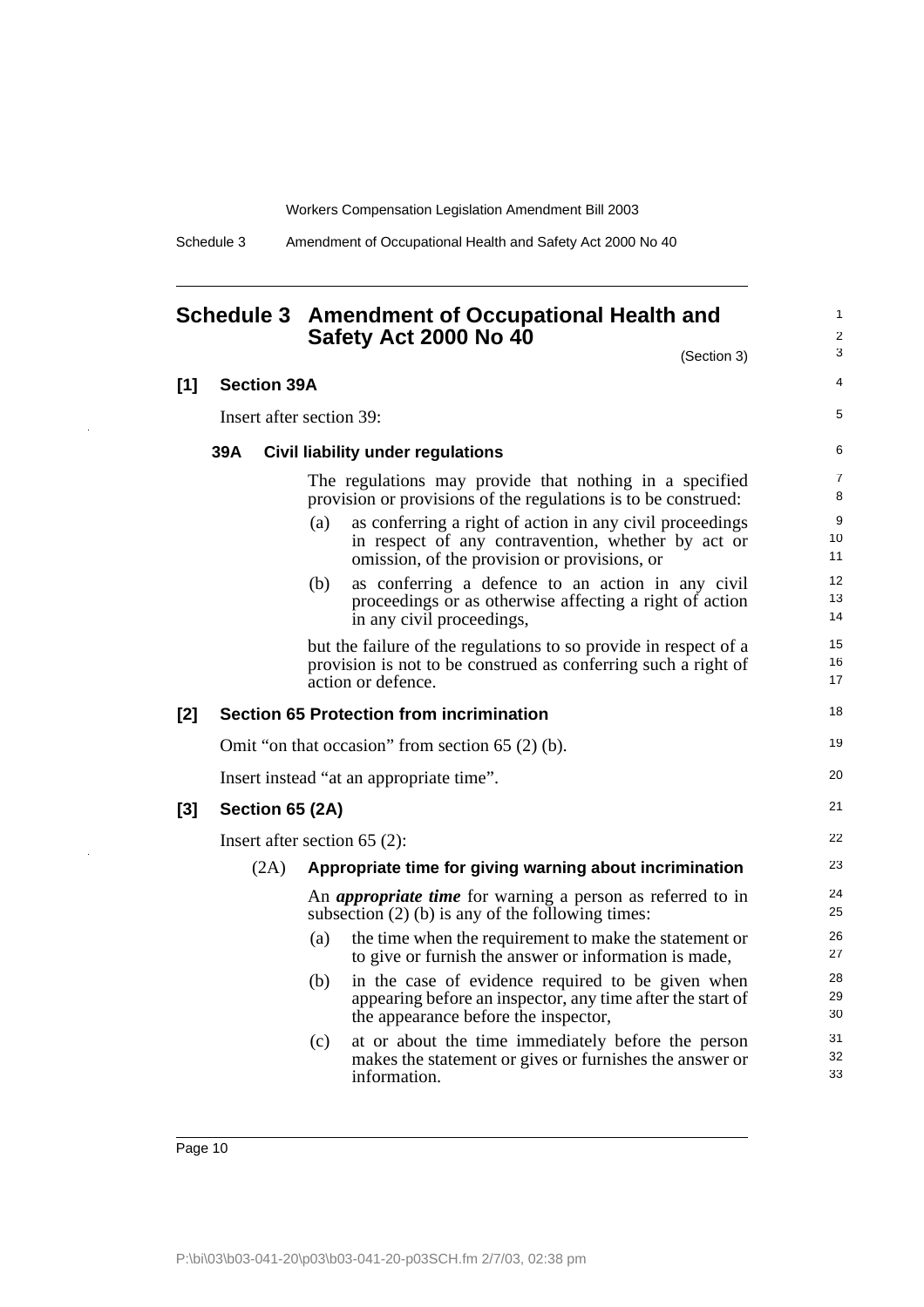## Schedule 3 Amendment of Occupational Health and Safety Act 2000 No 40

(Section 3)

### [1] Section 39A

Insert after section 39:

#### 39A Civil liability under regulations

The regulations may provide that nothing in a specified provision or provisions of the regulations is to be construed:

(a) as conferring a right of action in any civil proceedings in respect of any contravention, whether by act or omission, of the provision or provisions, or

(b) as conferring a defence to an action in any civil proceedings or as otherwise affecting a right of action in any civil proceedings,

but the failure of the regulations to so provide in respect of a provision is not to be construed as conferring such a right of action or defence.

### [2] Section 65 Protection from incrimination

Omit "on that occasion" from section 65 (2) (b).

Insert instead "at an appropriate time".

### [3] Section 65 (2A)

Insert after section 65 (2):

(2A) **Appropriate time for giving warning about incrimination**

An ***appropriate time*** for warning a person as referred to in subsection (2) (b) is any of the following times:

(a) the time when the requirement to make the statement or to give or furnish the answer or information is made,

(b) in the case of evidence required to be given when appearing before an inspector, any time after the start of the appearance before the inspector,

(c) at or about the time immediately before the person makes the statement or gives or furnishes the answer or information.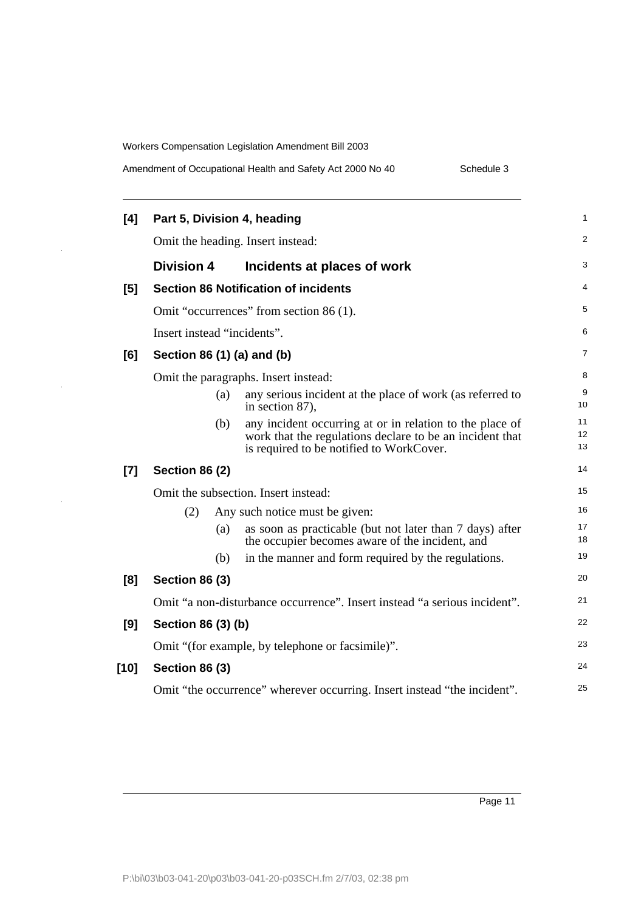**[4] Part 5, Division 4, heading**

Omit the heading. Insert instead:

### Division 4 Incidents at places of work

**[5] Section 86 Notification of incidents**

Omit "occurrences" from section 86 (1).

Insert instead "incidents".

**[6] Section 86 (1) (a) and (b)**

Omit the paragraphs. Insert instead:

> (a) any serious incident at the place of work (as referred to in section 87),
>
> (b) any incident occurring at or in relation to the place of work that the regulations declare to be an incident that is required to be notified to WorkCover.

**[7] Section 86 (2)**

Omit the subsection. Insert instead:

> (2) Any such notice must be given:
>
> (a) as soon as practicable (but not later than 7 days) after the occupier becomes aware of the incident, and
>
> (b) in the manner and form required by the regulations.

**[8] Section 86 (3)**

Omit "a non-disturbance occurrence". Insert instead "a serious incident".

**[9] Section 86 (3) (b)**

Omit "(for example, by telephone or facsimile)".

**[10] Section 86 (3)**

Omit "the occurrence" wherever occurring. Insert instead "the incident".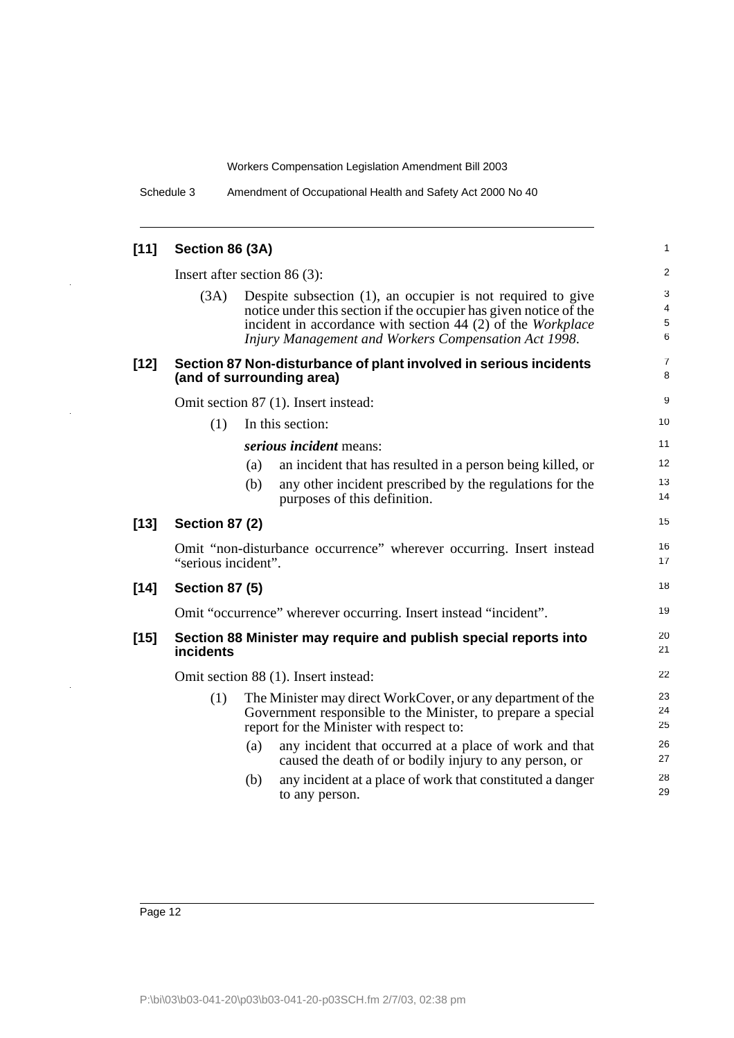### [11] Section 86 (3A)

Insert after section 86 (3):

(3A) Despite subsection (1), an occupier is not required to give notice under this section if the occupier has given notice of the incident in accordance with section 44 (2) of the *Workplace Injury Management and Workers Compensation Act 1998*.

### [12] Section 87 Non-disturbance of plant involved in serious incidents (and of surrounding area)

Omit section 87 (1). Insert instead:

(1) In this section:

***serious incident*** means:

(a) an incident that has resulted in a person being killed, or

(b) any other incident prescribed by the regulations for the purposes of this definition.

### [13] Section 87 (2)

Omit "non-disturbance occurrence" wherever occurring. Insert instead "serious incident".

### [14] Section 87 (5)

Omit "occurrence" wherever occurring. Insert instead "incident".

### [15] Section 88 Minister may require and publish special reports into incidents

Omit section 88 (1). Insert instead:

(1) The Minister may direct WorkCover, or any department of the Government responsible to the Minister, to prepare a special report for the Minister with respect to:

(a) any incident that occurred at a place of work and that caused the death of or bodily injury to any person, or

(b) any incident at a place of work that constituted a danger to any person.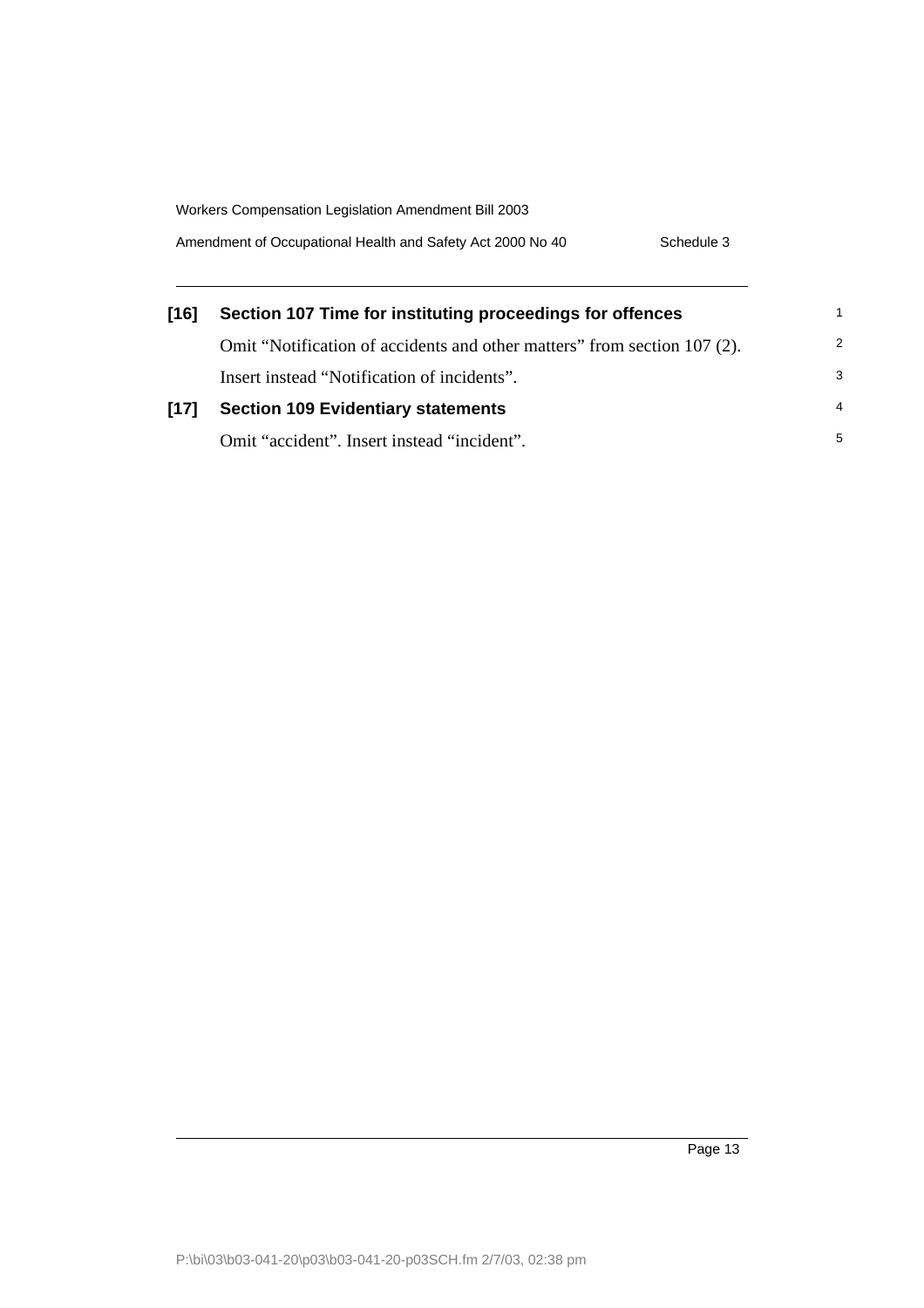**[16] Section 107 Time for instituting proceedings for offences**

Omit "Notification of accidents and other matters" from section 107 (2).

Insert instead "Notification of incidents".

**[17] Section 109 Evidentiary statements**

Omit "accident". Insert instead "incident".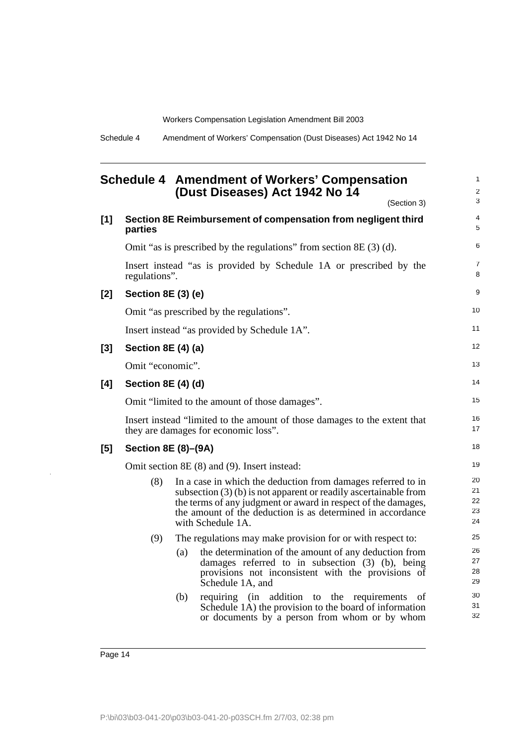## Schedule 4 Amendment of Workers' Compensation (Dust Diseases) Act 1942 No 14

(Section 3)

**[1] Section 8E Reimbursement of compensation from negligent third parties**

Omit "as is prescribed by the regulations" from section 8E (3) (d).

Insert instead "as is provided by Schedule 1A or prescribed by the regulations".

**[2] Section 8E (3) (e)**

Omit "as prescribed by the regulations".

Insert instead "as provided by Schedule 1A".

**[3] Section 8E (4) (a)**

Omit "economic".

**[4] Section 8E (4) (d)**

Omit "limited to the amount of those damages".

Insert instead "limited to the amount of those damages to the extent that they are damages for economic loss".

**[5] Section 8E (8)–(9A)**

Omit section 8E (8) and (9). Insert instead:

(8) In a case in which the deduction from damages referred to in subsection (3) (b) is not apparent or readily ascertainable from the terms of any judgment or award in respect of the damages, the amount of the deduction is as determined in accordance with Schedule 1A.

(9) The regulations may make provision for or with respect to:

(a) the determination of the amount of any deduction from damages referred to in subsection (3) (b), being provisions not inconsistent with the provisions of Schedule 1A, and

(b) requiring (in addition to the requirements of Schedule 1A) the provision to the board of information or documents by a person from whom or by whom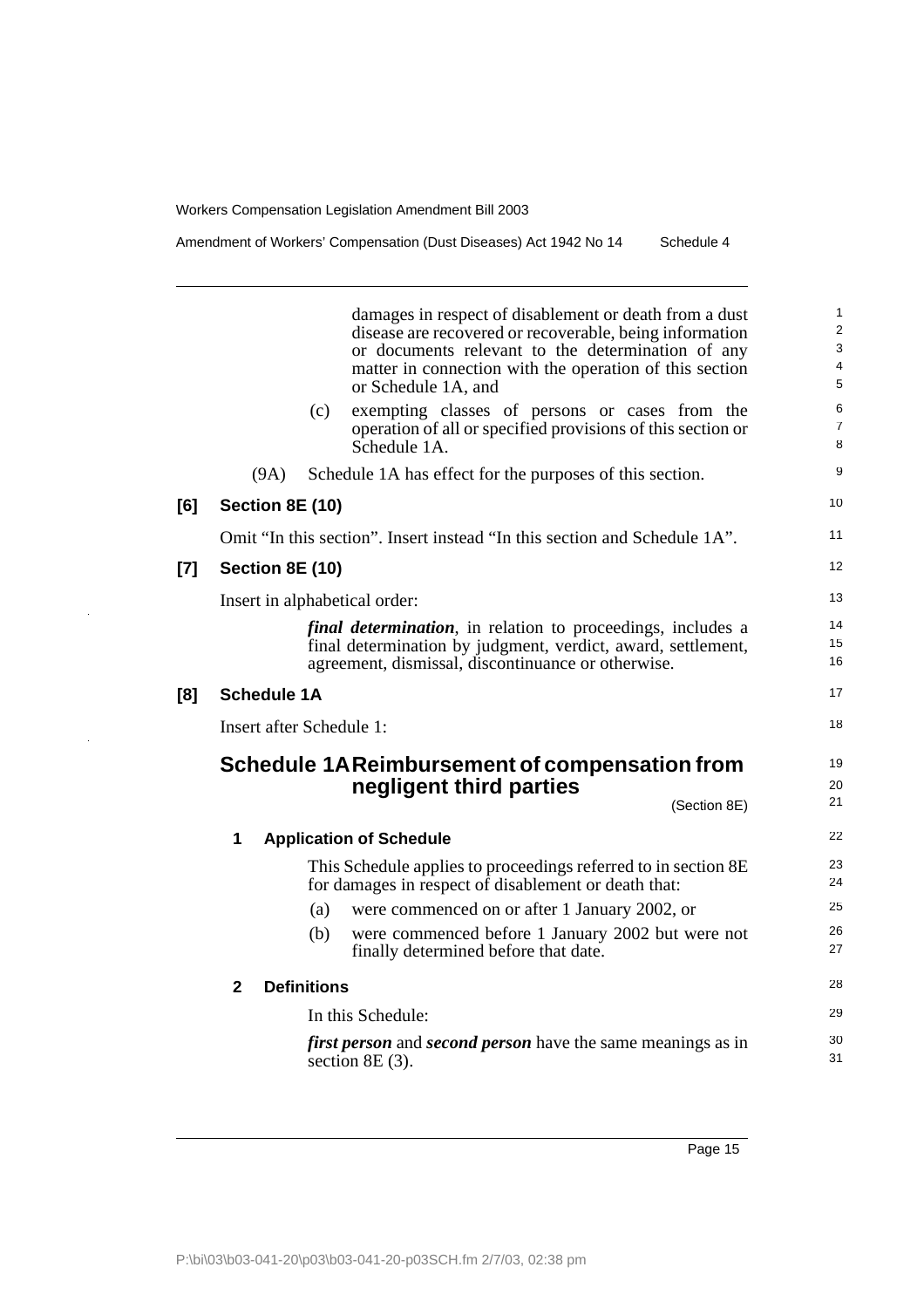damages in respect of disablement or death from a dust disease are recovered or recoverable, being information or documents relevant to the determination of any matter in connection with the operation of this section or Schedule 1A, and

(c) exempting classes of persons or cases from the operation of all or specified provisions of this section or Schedule 1A.

(9A) Schedule 1A has effect for the purposes of this section.

**[6] Section 8E (10)**

Omit "In this section". Insert instead "In this section and Schedule 1A".

**[7] Section 8E (10)**

Insert in alphabetical order:

***final determination***, in relation to proceedings, includes a final determination by judgment, verdict, award, settlement, agreement, dismissal, discontinuance or otherwise.

**[8] Schedule 1A**

Insert after Schedule 1:

## Schedule 1A Reimbursement of compensation from negligent third parties

(Section 8E)

### 1 Application of Schedule

This Schedule applies to proceedings referred to in section 8E for damages in respect of disablement or death that:

(a) were commenced on or after 1 January 2002, or

(b) were commenced before 1 January 2002 but were not finally determined before that date.

### 2 Definitions

In this Schedule:

***first person*** and ***second person*** have the same meanings as in section 8E (3).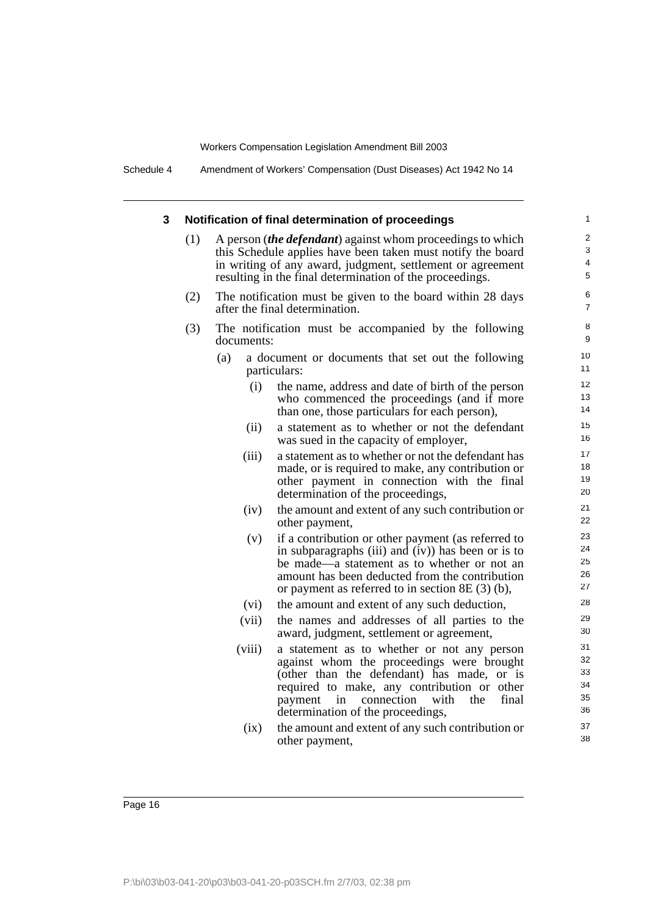### 3 Notification of final determination of proceedings

(1) A person (***the defendant***) against whom proceedings to which this Schedule applies have been taken must notify the board in writing of any award, judgment, settlement or agreement resulting in the final determination of the proceedings.

(2) The notification must be given to the board within 28 days after the final determination.

(3) The notification must be accompanied by the following documents:

(a) a document or documents that set out the following particulars:

(i) the name, address and date of birth of the person who commenced the proceedings (and if more than one, those particulars for each person),

(ii) a statement as to whether or not the defendant was sued in the capacity of employer,

(iii) a statement as to whether or not the defendant has made, or is required to make, any contribution or other payment in connection with the final determination of the proceedings,

(iv) the amount and extent of any such contribution or other payment,

(v) if a contribution or other payment (as referred to in subparagraphs (iii) and (iv)) has been or is to be made—a statement as to whether or not an amount has been deducted from the contribution or payment as referred to in section 8E (3) (b),

(vi) the amount and extent of any such deduction,

(vii) the names and addresses of all parties to the award, judgment, settlement or agreement,

(viii) a statement as to whether or not any person against whom the proceedings were brought (other than the defendant) has made, or is required to make, any contribution or other payment in connection with the final determination of the proceedings,

(ix) the amount and extent of any such contribution or other payment,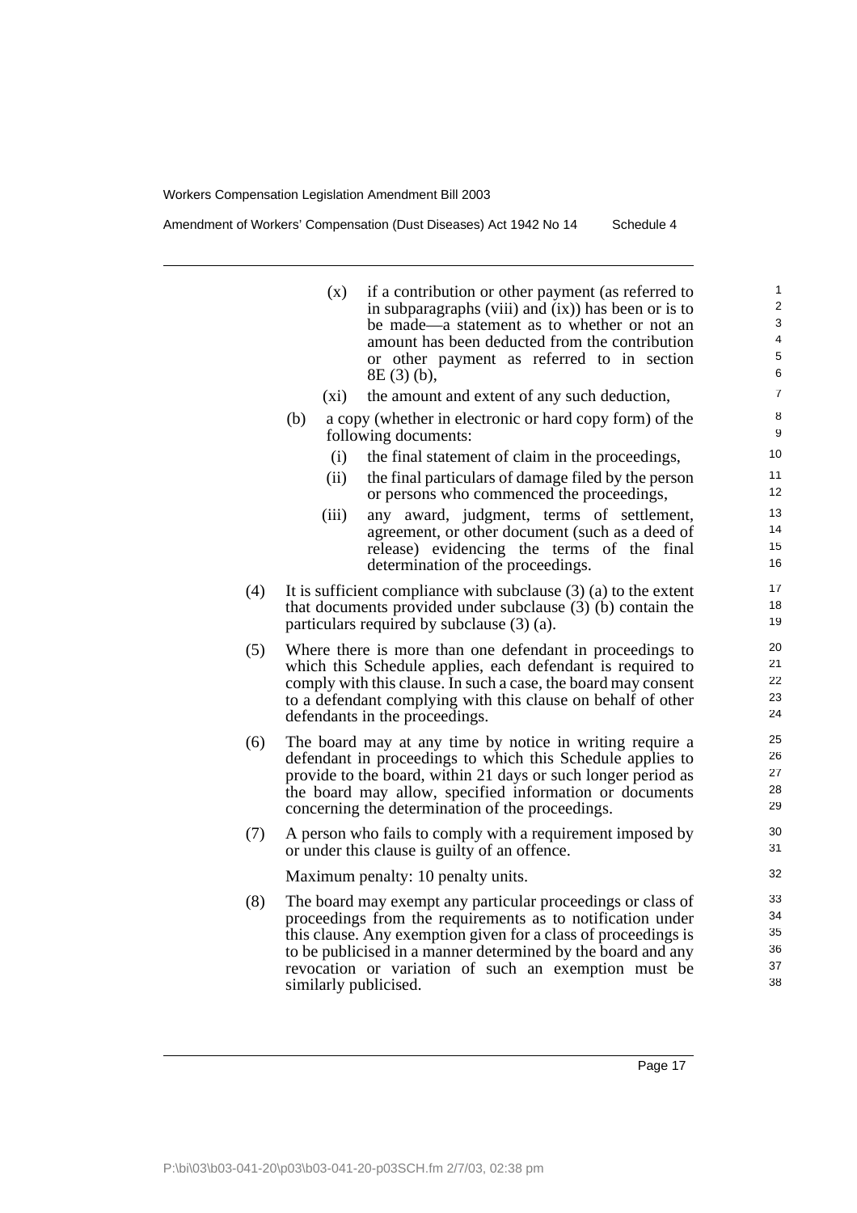(x) if a contribution or other payment (as referred to in subparagraphs (viii) and (ix)) has been or is to be made—a statement as to whether or not an amount has been deducted from the contribution or other payment as referred to in section 8E (3) (b),

(xi) the amount and extent of any such deduction,

(b) a copy (whether in electronic or hard copy form) of the following documents:

(i) the final statement of claim in the proceedings,

(ii) the final particulars of damage filed by the person or persons who commenced the proceedings,

(iii) any award, judgment, terms of settlement, agreement, or other document (such as a deed of release) evidencing the terms of the final determination of the proceedings.

(4) It is sufficient compliance with subclause (3) (a) to the extent that documents provided under subclause (3) (b) contain the particulars required by subclause (3) (a).

(5) Where there is more than one defendant in proceedings to which this Schedule applies, each defendant is required to comply with this clause. In such a case, the board may consent to a defendant complying with this clause on behalf of other defendants in the proceedings.

(6) The board may at any time by notice in writing require a defendant in proceedings to which this Schedule applies to provide to the board, within 21 days or such longer period as the board may allow, specified information or documents concerning the determination of the proceedings.

(7) A person who fails to comply with a requirement imposed by or under this clause is guilty of an offence.

Maximum penalty: 10 penalty units.

(8) The board may exempt any particular proceedings or class of proceedings from the requirements as to notification under this clause. Any exemption given for a class of proceedings is to be publicised in a manner determined by the board and any revocation or variation of such an exemption must be similarly publicised.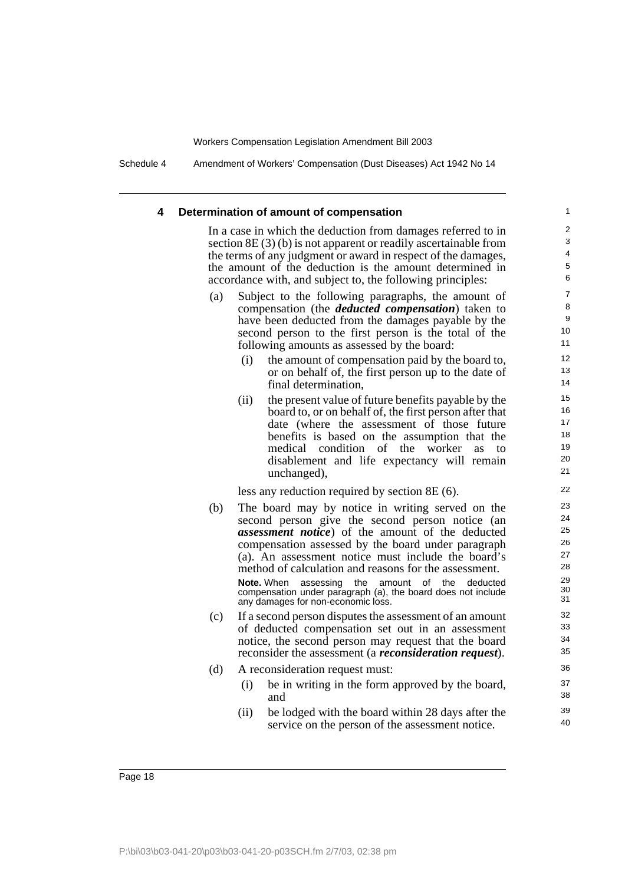### 4 Determination of amount of compensation

In a case in which the deduction from damages referred to in section 8E (3) (b) is not apparent or readily ascertainable from the terms of any judgment or award in respect of the damages, the amount of the deduction is the amount determined in accordance with, and subject to, the following principles:

(a) Subject to the following paragraphs, the amount of compensation (the ***deducted compensation***) taken to have been deducted from the damages payable by the second person to the first person is the total of the following amounts as assessed by the board:

  (i) the amount of compensation paid by the board to, or on behalf of, the first person up to the date of final determination,

  (ii) the present value of future benefits payable by the board to, or on behalf of, the first person after that date (where the assessment of those future benefits is based on the assumption that the medical condition of the worker as to disablement and life expectancy will remain unchanged),

  less any reduction required by section 8E (6).

(b) The board may by notice in writing served on the second person give the second person notice (an ***assessment notice***) of the amount of the deducted compensation assessed by the board under paragraph (a). An assessment notice must include the board's method of calculation and reasons for the assessment.

  **Note.** When assessing the amount of the deducted compensation under paragraph (a), the board does not include any damages for non-economic loss.

(c) If a second person disputes the assessment of an amount of deducted compensation set out in an assessment notice, the second person may request that the board reconsider the assessment (a ***reconsideration request***).

(d) A reconsideration request must:

  (i) be in writing in the form approved by the board, and

  (ii) be lodged with the board within 28 days after the service on the person of the assessment notice.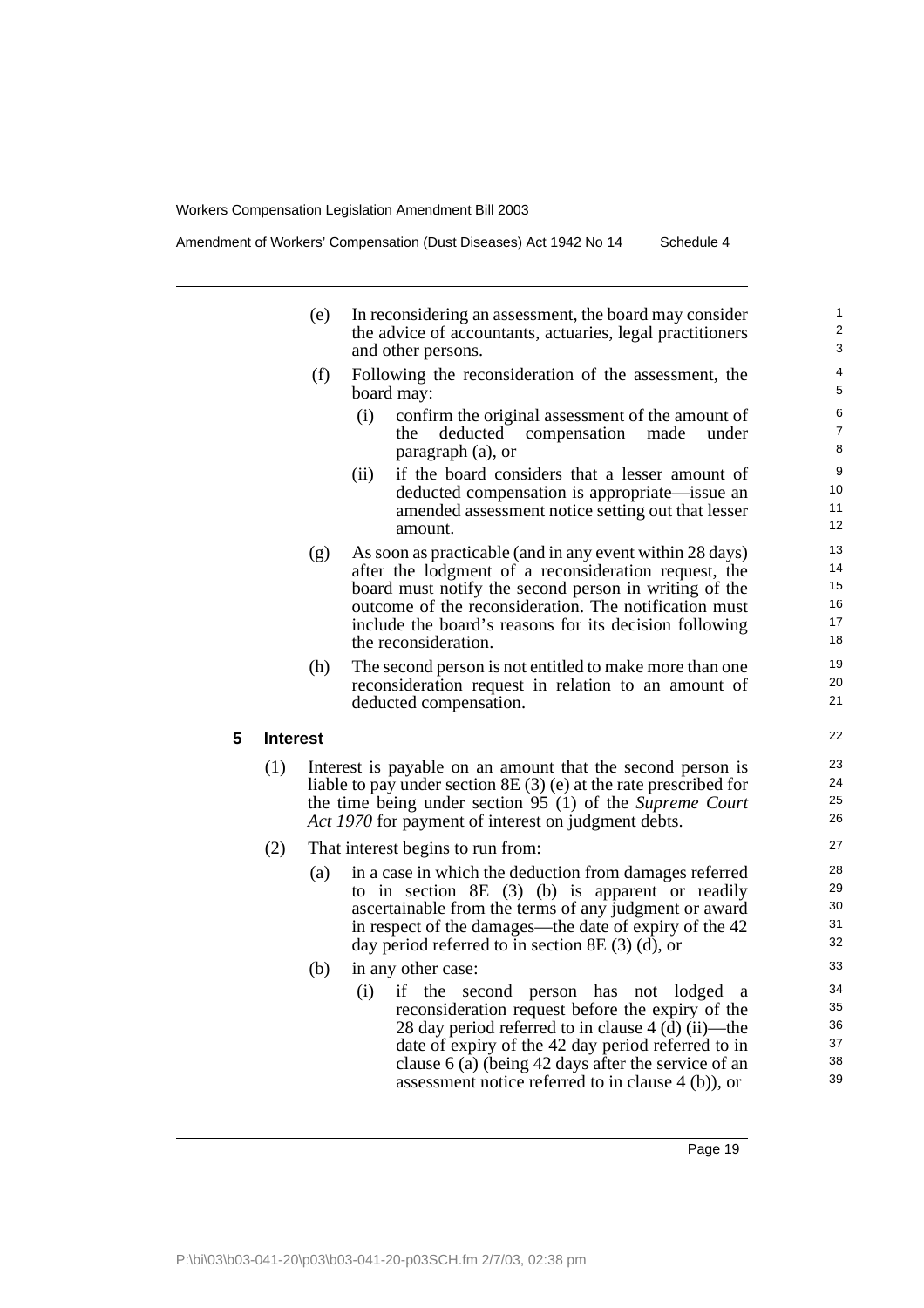(e) In reconsidering an assessment, the board may consider the advice of accountants, actuaries, legal practitioners and other persons.

(f) Following the reconsideration of the assessment, the board may:

(i) confirm the original assessment of the amount of the deducted compensation made under paragraph (a), or

(ii) if the board considers that a lesser amount of deducted compensation is appropriate—issue an amended assessment notice setting out that lesser amount.

(g) As soon as practicable (and in any event within 28 days) after the lodgment of a reconsideration request, the board must notify the second person in writing of the outcome of the reconsideration. The notification must include the board's reasons for its decision following the reconsideration.

(h) The second person is not entitled to make more than one reconsideration request in relation to an amount of deducted compensation.

## 5 Interest

(1) Interest is payable on an amount that the second person is liable to pay under section 8E (3) (e) at the rate prescribed for the time being under section 95 (1) of the *Supreme Court Act 1970* for payment of interest on judgment debts.

(2) That interest begins to run from:

(a) in a case in which the deduction from damages referred to in section 8E (3) (b) is apparent or readily ascertainable from the terms of any judgment or award in respect of the damages—the date of expiry of the 42 day period referred to in section 8E (3) (d), or

(b) in any other case:

(i) if the second person has not lodged a reconsideration request before the expiry of the 28 day period referred to in clause 4 (d) (ii)—the date of expiry of the 42 day period referred to in clause 6 (a) (being 42 days after the service of an assessment notice referred to in clause 4 (b)), or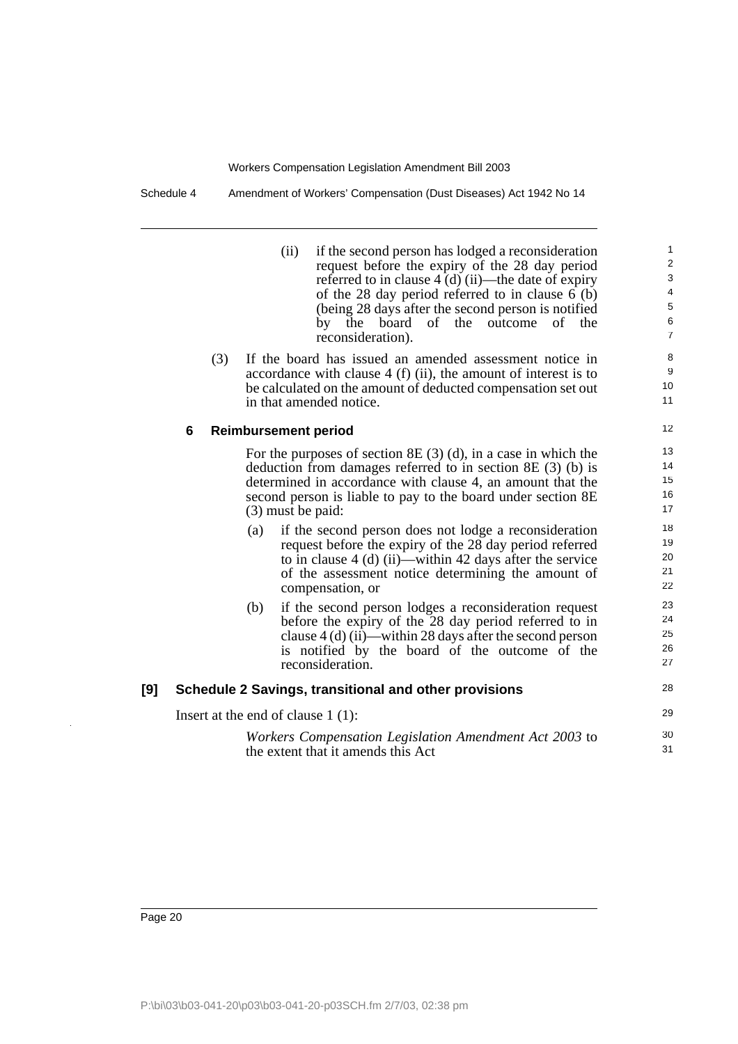(ii) if the second person has lodged a reconsideration request before the expiry of the 28 day period referred to in clause 4 (d) (ii)—the date of expiry of the 28 day period referred to in clause 6 (b) (being 28 days after the second person is notified by the board of the outcome of the reconsideration).

(3) If the board has issued an amended assessment notice in accordance with clause 4 (f) (ii), the amount of interest is to be calculated on the amount of deducted compensation set out in that amended notice.

### 6 Reimbursement period

For the purposes of section 8E (3) (d), in a case in which the deduction from damages referred to in section 8E (3) (b) is determined in accordance with clause 4, an amount that the second person is liable to pay to the board under section 8E (3) must be paid:

(a) if the second person does not lodge a reconsideration request before the expiry of the 28 day period referred to in clause 4 (d) (ii)—within 42 days after the service of the assessment notice determining the amount of compensation, or

(b) if the second person lodges a reconsideration request before the expiry of the 28 day period referred to in clause 4 (d) (ii)—within 28 days after the second person is notified by the board of the outcome of the reconsideration.

## [9] Schedule 2 Savings, transitional and other provisions

Insert at the end of clause 1 (1):

*Workers Compensation Legislation Amendment Act 2003* to the extent that it amends this Act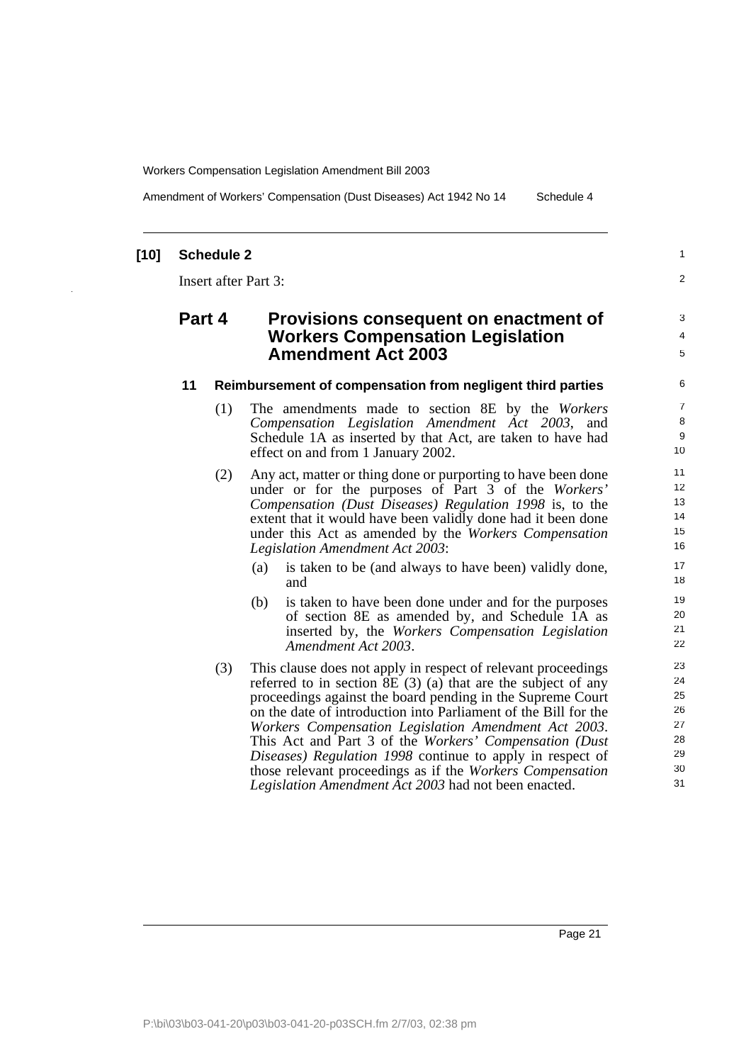**[10] Schedule 2**

Insert after Part 3:

## Part 4 Provisions consequent on enactment of Workers Compensation Legislation Amendment Act 2003

### 11 Reimbursement of compensation from negligent third parties

(1) The amendments made to section 8E by the *Workers Compensation Legislation Amendment Act 2003*, and Schedule 1A as inserted by that Act, are taken to have had effect on and from 1 January 2002.

(2) Any act, matter or thing done or purporting to have been done under or for the purposes of Part 3 of the *Workers' Compensation (Dust Diseases) Regulation 1998* is, to the extent that it would have been validly done had it been done under this Act as amended by the *Workers Compensation Legislation Amendment Act 2003*:

- (a) is taken to be (and always to have been) validly done, and
- (b) is taken to have been done under and for the purposes of section 8E as amended by, and Schedule 1A as inserted by, the *Workers Compensation Legislation Amendment Act 2003*.

(3) This clause does not apply in respect of relevant proceedings referred to in section 8E (3) (a) that are the subject of any proceedings against the board pending in the Supreme Court on the date of introduction into Parliament of the Bill for the *Workers Compensation Legislation Amendment Act 2003*. This Act and Part 3 of the *Workers' Compensation (Dust Diseases) Regulation 1998* continue to apply in respect of those relevant proceedings as if the *Workers Compensation Legislation Amendment Act 2003* had not been enacted.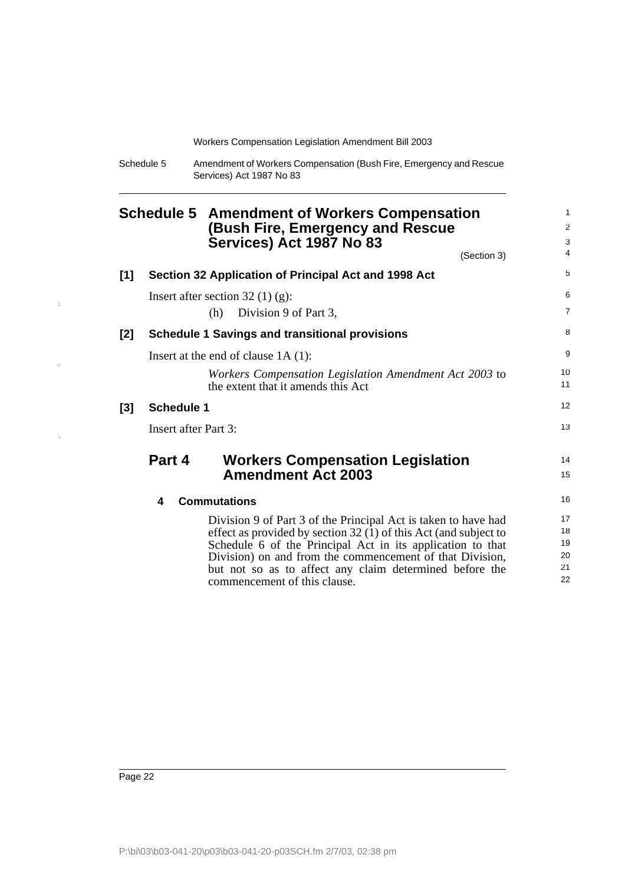# Schedule 5 Amendment of Workers Compensation (Bush Fire, Emergency and Rescue Services) Act 1987 No 83

(Section 3)

## [1] Section 32 Application of Principal Act and 1998 Act

Insert after section 32 (1) (g):

(h) Division 9 of Part 3,

## [2] Schedule 1 Savings and transitional provisions

Insert at the end of clause 1A (1):

*Workers Compensation Legislation Amendment Act 2003* to the extent that it amends this Act

## [3] Schedule 1

Insert after Part 3:

## Part 4 Workers Compensation Legislation Amendment Act 2003

### 4 Commutations

Division 9 of Part 3 of the Principal Act is taken to have had effect as provided by section 32 (1) of this Act (and subject to Schedule 6 of the Principal Act in its application to that Division) on and from the commencement of that Division, but not so as to affect any claim determined before the commencement of this clause.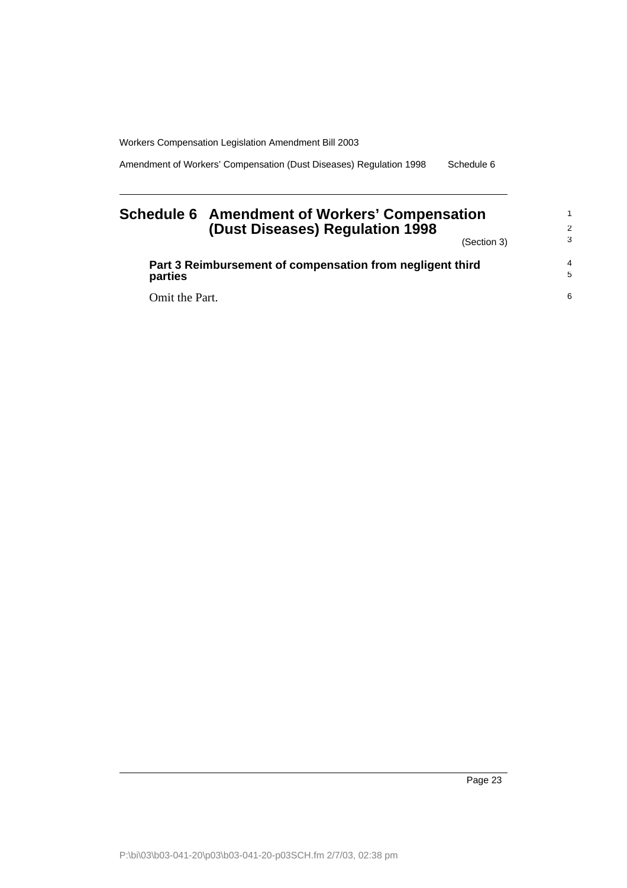# Schedule 6 Amendment of Workers' Compensation (Dust Diseases) Regulation 1998

(Section 3)

**Part 3 Reimbursement of compensation from negligent third parties**

Omit the Part.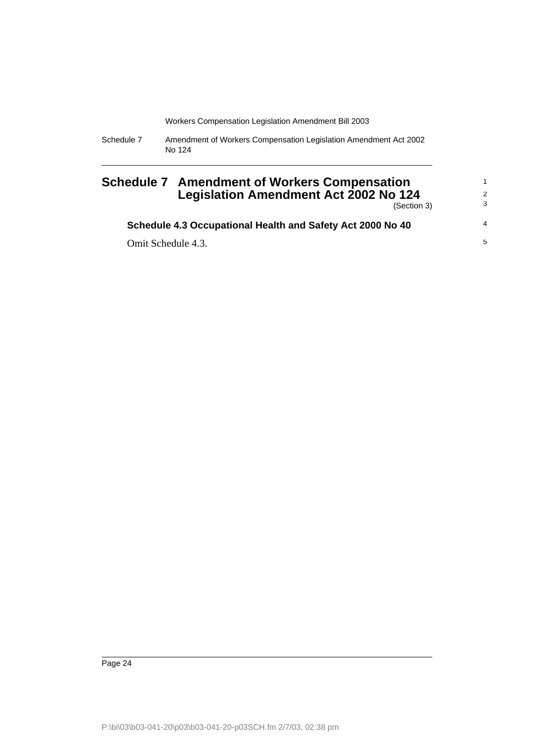# Schedule 7 Amendment of Workers Compensation Legislation Amendment Act 2002 No 124

(Section 3)

### Schedule 4.3 Occupational Health and Safety Act 2000 No 40

Omit Schedule 4.3.